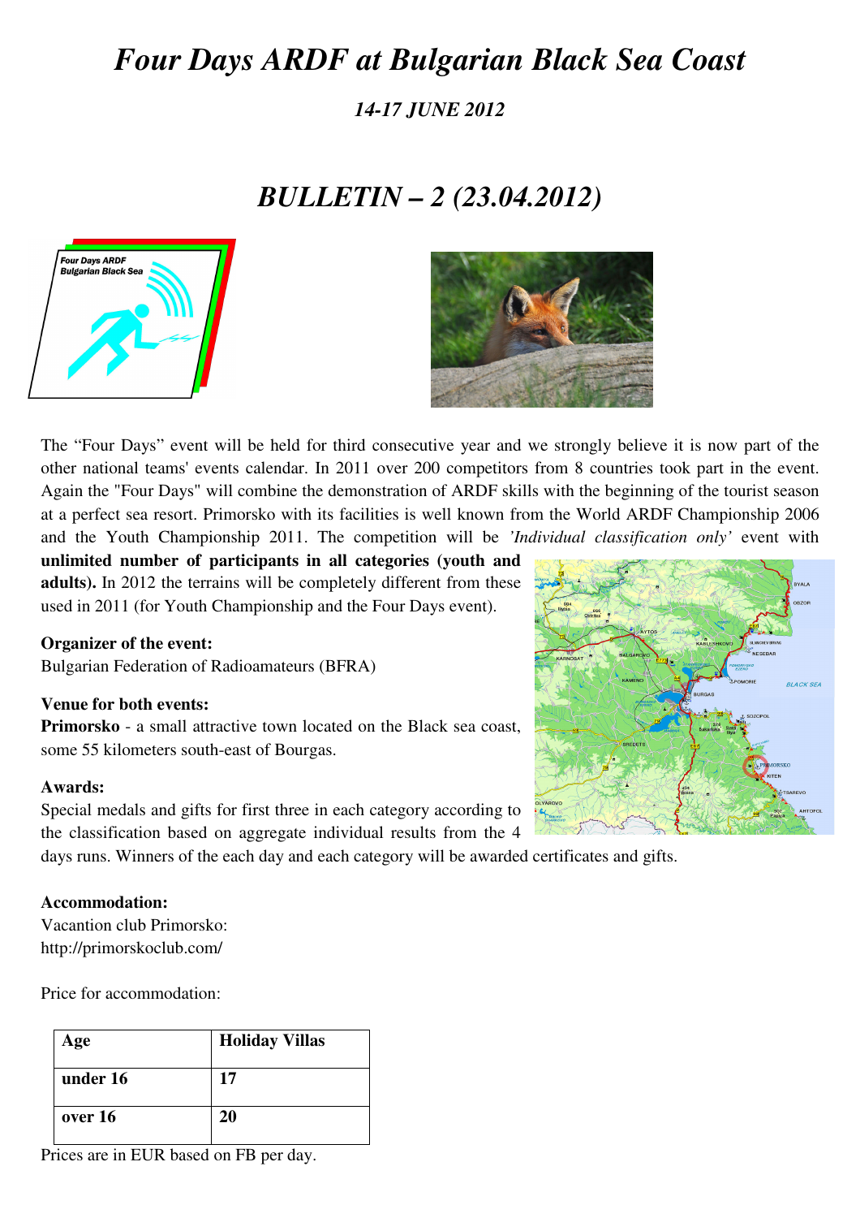# *Four Days ARDF at Bulgarian Black Sea Coast*

### *14-17 JUNE 2012*

## *BULLETIN – 2 (23.04.2012)*

The "Four Days" event will be held for third consecutive year and we strongly believe it is now part of the other national teams' events calendar. In 2011 over 200 competitors from 8 countries took part in the event. Again the "Four Days" will combine the demonstration of ARDF skills with the beginning of the tourist season at a perfect sea resort. Primorsko with its facilities is well known from the World ARDF Championship 2006 and the Youth Championship 2011. The competition will be *'Individual classification only'* event with **unlimited number of participants in all categories (youth and adults).** In 2012 the terrains will be completely different from these used in 2011 (for Youth Championship and the Four Days event).

**Organizer of the event:**
Bulgarian Federation of Radioamateurs (BFRA)

**Venue for both events:**
**Primorsko** - a small attractive town located on the Black sea coast, some 55 kilometers south-east of Bourgas.

**Awards:**
Special medals and gifts for first three in each category according to the classification based on aggregate individual results from the 4 days runs. Winners of the each day and each category will be awarded certificates and gifts.

**Accommodation:**
Vacantion club Primorsko:
http://primorskoclub.com/

Price for accommodation:

| Age | Holiday Villas |
|---|---|
| under 16 | 17 |
| over 16 | 20 |

Prices are in EUR based on FB per day.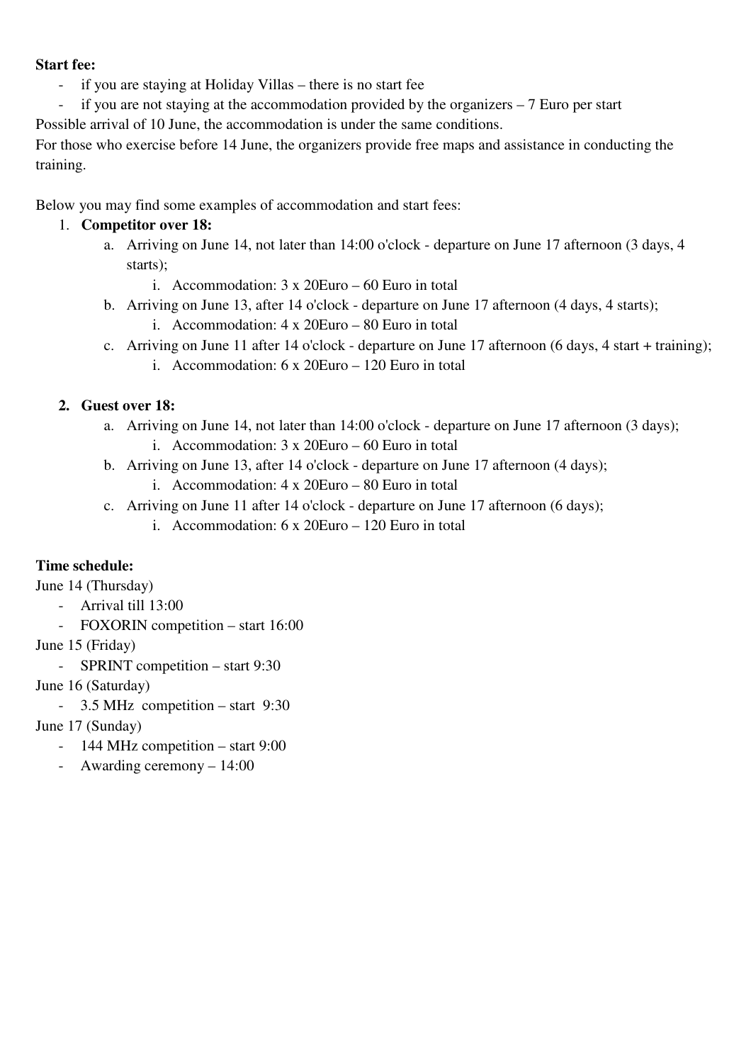**Start fee:**

- if you are staying at Holiday Villas – there is no start fee
- if you are not staying at the accommodation provided by the organizers – 7 Euro per start

Possible arrival of 10 June, the accommodation is under the same conditions.

For those who exercise before 14 June, the organizers provide free maps and assistance in conducting the training.

Below you may find some examples of accommodation and start fees:

1. **Competitor over 18:**
   a. Arriving on June 14, not later than 14:00 o'clock - departure on June 17 afternoon (3 days, 4 starts);
      i. Accommodation: 3 x 20Euro – 60 Euro in total
   b. Arriving on June 13, after 14 o'clock - departure on June 17 afternoon (4 days, 4 starts);
      i. Accommodation: 4 x 20Euro – 80 Euro in total
   c. Arriving on June 11 after 14 o'clock - departure on June 17 afternoon (6 days, 4 start + training);
      i. Accommodation: 6 x 20Euro – 120 Euro in total

2. **Guest over 18:**
   a. Arriving on June 14, not later than 14:00 o'clock - departure on June 17 afternoon (3 days);
      i. Accommodation: 3 x 20Euro – 60 Euro in total
   b. Arriving on June 13, after 14 o'clock - departure on June 17 afternoon (4 days);
      i. Accommodation: 4 x 20Euro – 80 Euro in total
   c. Arriving on June 11 after 14 o'clock - departure on June 17 afternoon (6 days);
      i. Accommodation: 6 x 20Euro – 120 Euro in total

**Time schedule:**

June 14 (Thursday)

- Arrival till 13:00
- FOXORIN competition – start 16:00

June 15 (Friday)

- SPRINT competition – start 9:30

June 16 (Saturday)

- 3.5 MHz competition – start 9:30

June 17 (Sunday)

- 144 MHz competition – start 9:00
- Awarding ceremony – 14:00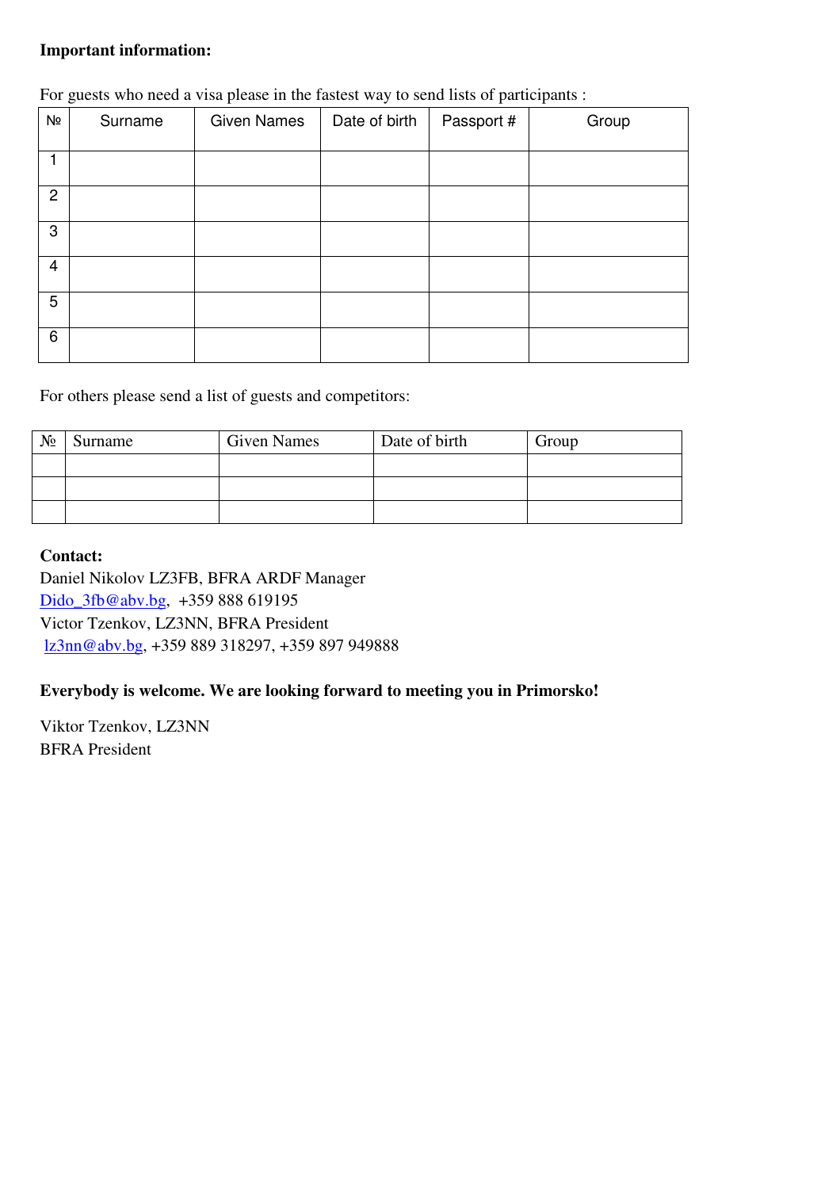**Important information:**

For guests who need a visa please in the fastest way to send lists of participants :

| № | Surname | Given Names | Date of birth | Passport # | Group |
|---|---|---|---|---|---|
| 1 | | | | | |
| 2 | | | | | |
| 3 | | | | | |
| 4 | | | | | |
| 5 | | | | | |
| 6 | | | | | |

For others please send a list of guests and competitors:

| № | Surname | Given Names | Date of birth | Group |
|---|---|---|---|---|
| | | | | |
| | | | | |
| | | | | |

**Contact:**
Daniel Nikolov LZ3FB, BFRA ARDF Manager
Dido_3fb@abv.bg, +359 888 619195
Victor Tzenkov, LZ3NN, BFRA President
lz3nn@abv.bg, +359 889 318297, +359 897 949888

**Everybody is welcome. We are looking forward to meeting you in Primorsko!**

Viktor Tzenkov, LZ3NN
BFRA President